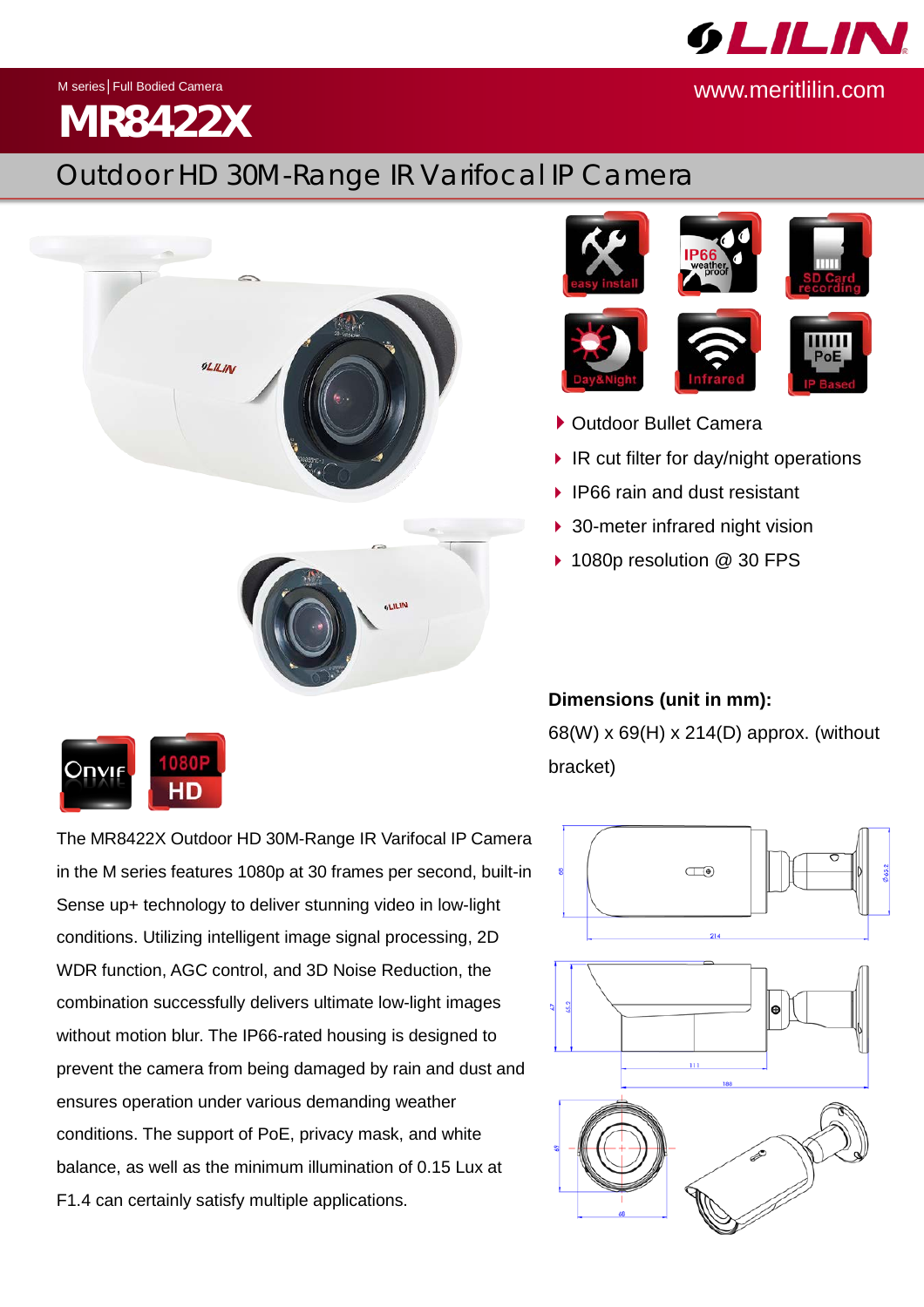M series | Full Bodied Camera

www.meritlilin.com

# MR8422X

## Outdoor HD 30M-Range IR Varifocal IP Camera

- Outdoor Bullet Camera
- IR cut filter for day/night operations
- IP66 rain and dust resistant
- 30-meter infrared night vision
- 1080p resolution @ 30 FPS

**Dimensions (unit in mm):**

68(W) x 69(H) x 214(D) approx. (without bracket)

The MR8422X Outdoor HD 30M-Range IR Varifocal IP Camera in the M series features 1080p at 30 frames per second, built-in Sense up+ technology to deliver stunning video in low-light conditions. Utilizing intelligent image signal processing, 2D WDR function, AGC control, and 3D Noise Reduction, the combination successfully delivers ultimate low-light images without motion blur. The IP66-rated housing is designed to prevent the camera from being damaged by rain and dust and ensures operation under various demanding weather conditions. The support of PoE, privacy mask, and white balance, as well as the minimum illumination of 0.15 Lux at F1.4 can certainly satisfy multiple applications.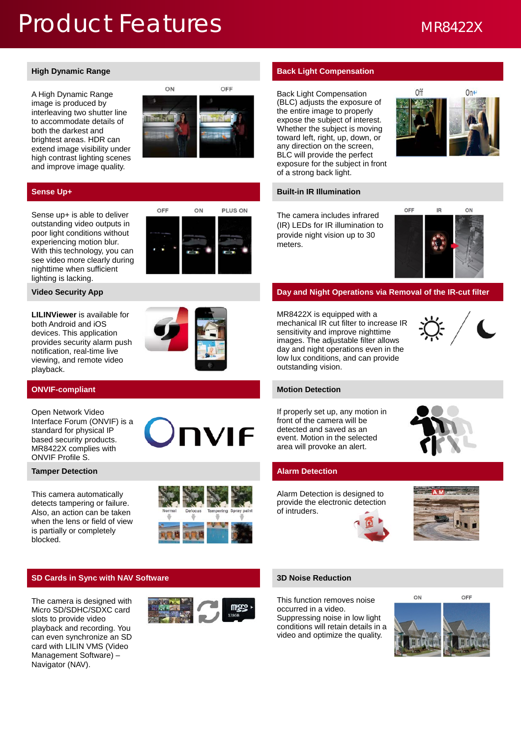# Product Features

MR8422X

## High Dynamic Range

A High Dynamic Range image is produced by interleaving two shutter line to accommodate details of both the darkest and brightest areas. HDR can extend image visibility under high contrast lighting scenes and improve image quality.

## Back Light Compensation

Back Light Compensation (BLC) adjusts the exposure of the entire image to properly expose the subject of interest. Whether the subject is moving toward left, right, up, down, or any direction on the screen, BLC will provide the perfect exposure for the subject in front of a strong back light.

## Sense Up+

Sense up+ is able to deliver outstanding video outputs in poor light conditions without experiencing motion blur. With this technology, you can see video more clearly during nighttime when sufficient lighting is lacking.

## Built-in IR Illumination

The camera includes infrared (IR) LEDs for IR illumination to provide night vision up to 30 meters.

## Video Security App

**LILINViewer** is available for both Android and iOS devices. This application provides security alarm push notification, real-time live viewing, and remote video playback.

## Day and Night Operations via Removal of the IR-cut filter

MR8422X is equipped with a mechanical IR cut filter to increase IR sensitivity and improve nighttime images. The adjustable filter allows day and night operations even in the low lux conditions, and can provide outstanding vision.

## ONVIF-compliant

Open Network Video Interface Forum (ONVIF) is a standard for physical IP based security products. MR8422X complies with ONVIF Profile S.

## Motion Detection

If properly set up, any motion in front of the camera will be detected and saved as an event. Motion in the selected area will provoke an alert.

## Tamper Detection

This camera automatically detects tampering or failure. Also, an action can be taken when the lens or field of view is partially or completely blocked.

## Alarm Detection

Alarm Detection is designed to provide the electronic detection of intruders.

## SD Cards in Sync with NAV Software

The camera is designed with Micro SD/SDHC/SDXC card slots to provide video playback and recording. You can even synchronize an SD card with LILIN VMS (Video Management Software) – Navigator (NAV).

## 3D Noise Reduction

This function removes noise occurred in a video. Suppressing noise in low light conditions will retain details in a video and optimize the quality.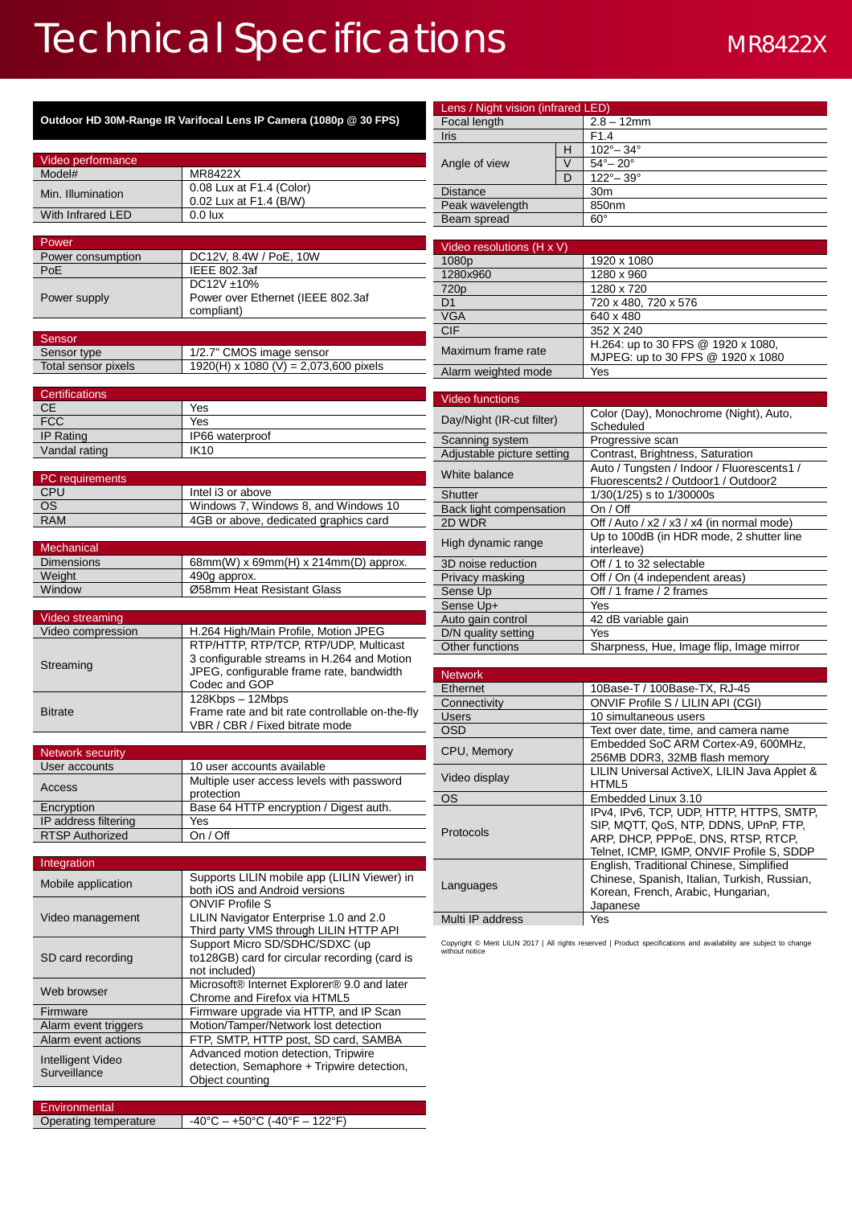# Technical Specifications

MR8422X

**Outdoor HD 30M-Range IR Varifocal Lens IP Camera (1080p @ 30 FPS)**

| Video performance | |
|---|---|
| Model# | MR8422X |
| Min. Illumination | 0.08 Lux at F1.4 (Color)<br>0.02 Lux at F1.4 (B/W) |
| With Infrared LED | 0.0 lux |

| Power | |
|---|---|
| Power consumption | DC12V, 8.4W / PoE, 10W |
| PoE | IEEE 802.3af |
| Power supply | DC12V ±10%<br>Power over Ethernet (IEEE 802.3af compliant) |

| Sensor | |
|---|---|
| Sensor type | 1/2.7" CMOS image sensor |
| Total sensor pixels | 1920(H) x 1080 (V) = 2,073,600 pixels |

| Certifications | |
|---|---|
| CE | Yes |
| FCC | Yes |
| IP Rating | IP66 waterproof |
| Vandal rating | IK10 |

| PC requirements | |
|---|---|
| CPU | Intel i3 or above |
| OS | Windows 7, Windows 8, and Windows 10 |
| RAM | 4GB or above, dedicated graphics card |

| Mechanical | |
|---|---|
| Dimensions | 68mm(W) x 69mm(H) x 214mm(D) approx. |
| Weight | 490g approx. |
| Window | Ø58mm Heat Resistant Glass |

| Video streaming | |
|---|---|
| Video compression | H.264 High/Main Profile, Motion JPEG |
| Streaming | RTP/HTTP, RTP/TCP, RTP/UDP, Multicast<br>3 configurable streams in H.264 and Motion JPEG, configurable frame rate, bandwidth Codec and GOP |
| Bitrate | 128Kbps – 12Mbps<br>Frame rate and bit rate controllable on-the-fly<br>VBR / CBR / Fixed bitrate mode |

| Network security | |
|---|---|
| User accounts | 10 user accounts available |
| Access | Multiple user access levels with password protection |
| Encryption | Base 64 HTTP encryption / Digest auth. |
| IP address filtering | Yes |
| RTSP Authorized | On / Off |

| Integration | |
|---|---|
| Mobile application | Supports LILIN mobile app (LILIN Viewer) in both iOS and Android versions |
| Video management | ONVIF Profile S<br>LILIN Navigator Enterprise 1.0 and 2.0<br>Third party VMS through LILIN HTTP API |
| SD card recording | Support Micro SD/SDHC/SDXC (up to128GB) card for circular recording (card is not included) |
| Web browser | Microsoft® Internet Explorer® 9.0 and later<br>Chrome and Firefox via HTML5 |
| Firmware | Firmware upgrade via HTTP, and IP Scan |
| Alarm event triggers | Motion/Tamper/Network lost detection |
| Alarm event actions | FTP, SMTP, HTTP post, SD card, SAMBA |
| Intelligent Video Surveillance | Advanced motion detection, Tripwire detection, Semaphore + Tripwire detection, Object counting |

| Environmental | |
|---|---|
| Operating temperature | -40°C – +50°C (-40°F – 122°F) |

| Lens / Night vision (infrared LED) | | |
|---|---|---|
| Focal length | | 2.8 – 12mm |
| Iris | | F1.4 |
| Angle of view | H | 102°– 34° |
| | V | 54°– 20° |
| | D | 122°– 39° |
| Distance | | 30m |
| Peak wavelength | | 850nm |
| Beam spread | | 60° |

| Video resolutions (H x V) | |
|---|---|
| 1080p | 1920 x 1080 |
| 1280x960 | 1280 x 960 |
| 720p | 1280 x 720 |
| D1 | 720 x 480, 720 x 576 |
| VGA | 640 x 480 |
| CIF | 352 X 240 |
| Maximum frame rate | H.264: up to 30 FPS @ 1920 x 1080,<br>MJPEG: up to 30 FPS @ 1920 x 1080 |
| Alarm weighted mode | Yes |

| Video functions | |
|---|---|
| Day/Night (IR-cut filter) | Color (Day), Monochrome (Night), Auto, Scheduled |
| Scanning system | Progressive scan |
| Adjustable picture setting | Contrast, Brightness, Saturation |
| White balance | Auto / Tungsten / Indoor / Fluorescents1 / Fluorescents2 / Outdoor1 / Outdoor2 |
| Shutter | 1/30(1/25) s to 1/30000s |
| Back light compensation | On / Off |
| 2D WDR | Off / Auto / x2 / x3 / x4 (in normal mode) |
| High dynamic range | Up to 100dB (in HDR mode, 2 shutter line interleave) |
| 3D noise reduction | Off / 1 to 32 selectable |
| Privacy masking | Off / On (4 independent areas) |
| Sense Up | Off / 1 frame / 2 frames |
| Sense Up+ | Yes |
| Auto gain control | 42 dB variable gain |
| D/N quality setting | Yes |
| Other functions | Sharpness, Hue, Image flip, Image mirror |

| Network | |
|---|---|
| Ethernet | 10Base-T / 100Base-TX, RJ-45 |
| Connectivity | ONVIF Profile S / LILIN API (CGI) |
| Users | 10 simultaneous users |
| OSD | Text over date, time, and camera name |
| CPU, Memory | Embedded SoC ARM Cortex-A9, 600MHz, 256MB DDR3, 32MB flash memory |
| Video display | LILIN Universal ActiveX, LILIN Java Applet & HTML5 |
| OS | Embedded Linux 3.10 |
| Protocols | IPv4, IPv6, TCP, UDP, HTTP, HTTPS, SMTP, SIP, MQTT, QoS, NTP, DDNS, UPnP, FTP, ARP, DHCP, PPPoE, DNS, RTSP, RTCP, Telnet, ICMP, IGMP, ONVIF Profile S, SDDP |
| Languages | English, Traditional Chinese, Simplified Chinese, Spanish, Italian, Turkish, Russian, Korean, French, Arabic, Hungarian, Japanese |
| Multi IP address | Yes |

Copyright © Merit LILIN 2017 | All rights reserved | Product specifications and availability are subject to change without notice